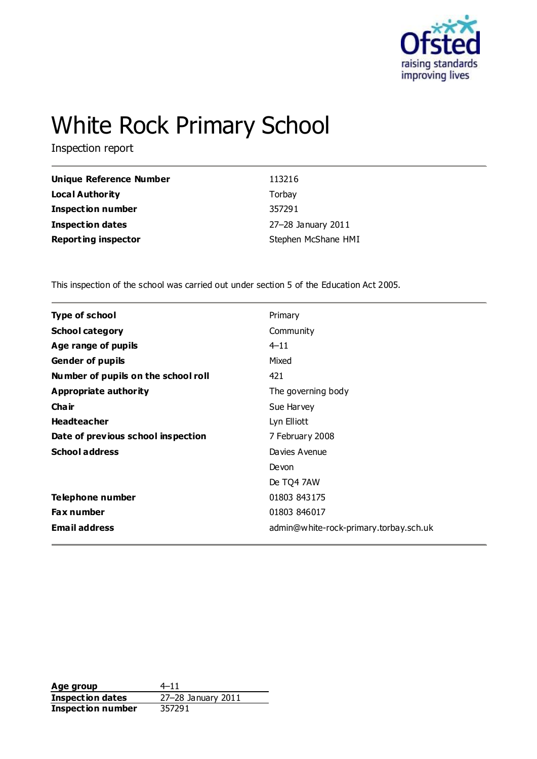# White Rock Primary School

Inspection report

| | |
|---|---|
| **Unique Reference Number** | 113216 |
| **Local Authority** | Torbay |
| **Inspection number** | 357291 |
| **Inspection dates** | 27–28 January 2011 |
| **Reporting inspector** | Stephen McShane HMI |

This inspection of the school was carried out under section 5 of the Education Act 2005.

| | |
|---|---|
| **Type of school** | Primary |
| **School category** | Community |
| **Age range of pupils** | 4–11 |
| **Gender of pupils** | Mixed |
| **Number of pupils on the school roll** | 421 |
| **Appropriate authority** | The governing body |
| **Chair** | Sue Harvey |
| **Headteacher** | Lyn Elliott |
| **Date of previous school inspection** | 7 February 2008 |
| **School address** | Davies Avenue |
| | Devon |
| | De TQ4 7AW |
| **Telephone number** | 01803 843175 |
| **Fax number** | 01803 846017 |
| **Email address** | admin@white-rock-primary.torbay.sch.uk |

| | |
|---|---|
| **Age group** | 4–11 |
| **Inspection dates** | 27–28 January 2011 |
| **Inspection number** | 357291 |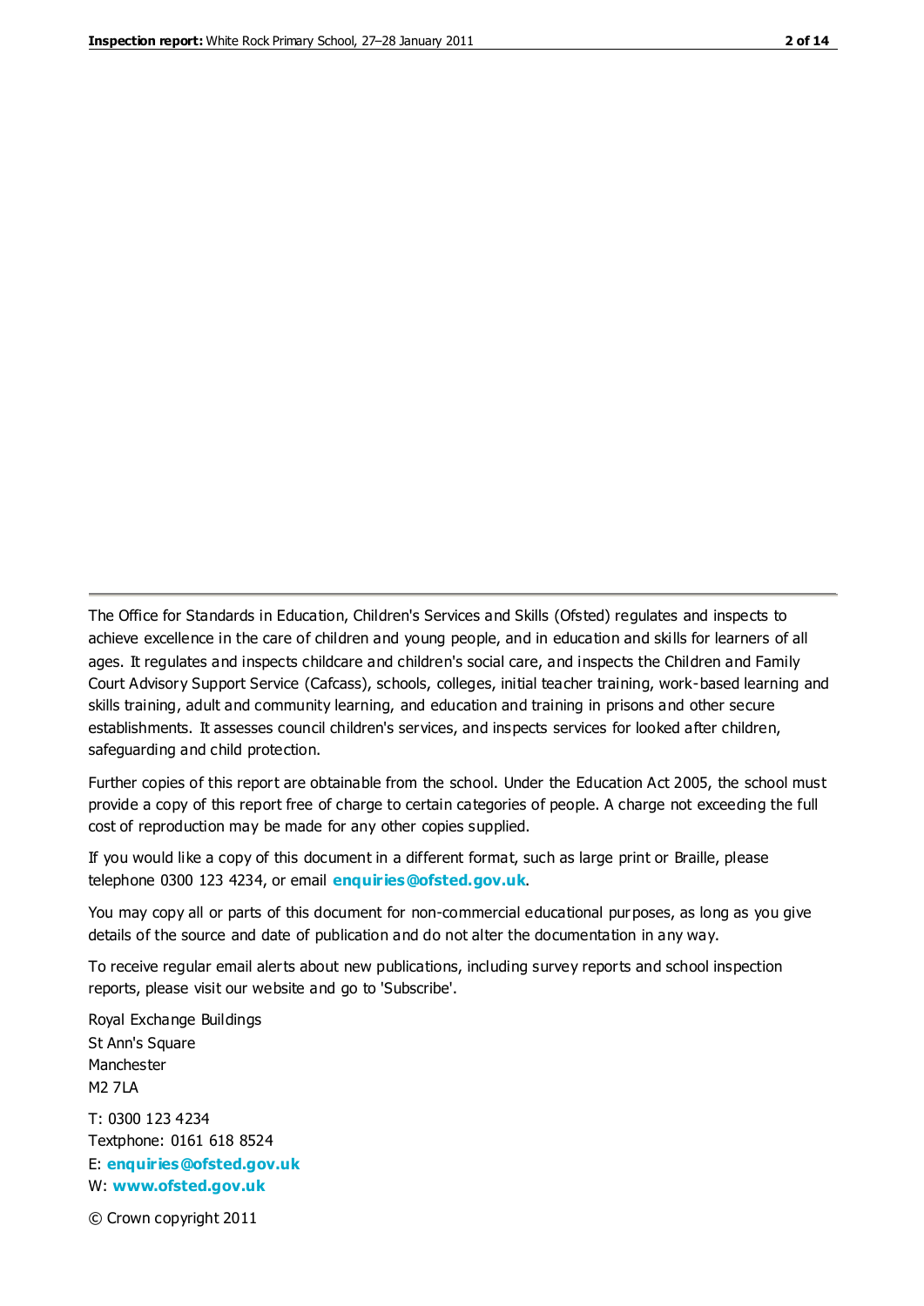The Office for Standards in Education, Children's Services and Skills (Ofsted) regulates and inspects to achieve excellence in the care of children and young people, and in education and skills for learners of all ages. It regulates and inspects childcare and children's social care, and inspects the Children and Family Court Advisory Support Service (Cafcass), schools, colleges, initial teacher training, work-based learning and skills training, adult and community learning, and education and training in prisons and other secure establishments. It assesses council children's services, and inspects services for looked after children, safeguarding and child protection.

Further copies of this report are obtainable from the school. Under the Education Act 2005, the school must provide a copy of this report free of charge to certain categories of people. A charge not exceeding the full cost of reproduction may be made for any other copies supplied.

If you would like a copy of this document in a different format, such as large print or Braille, please telephone 0300 123 4234, or email **enquiries@ofsted.gov.uk**.

You may copy all or parts of this document for non-commercial educational purposes, as long as you give details of the source and date of publication and do not alter the documentation in any way.

To receive regular email alerts about new publications, including survey reports and school inspection reports, please visit our website and go to 'Subscribe'.

Royal Exchange Buildings
St Ann's Square
Manchester
M2 7LA

T: 0300 123 4234
Textphone: 0161 618 8524
E: **enquiries@ofsted.gov.uk**
W: **www.ofsted.gov.uk**

© Crown copyright 2011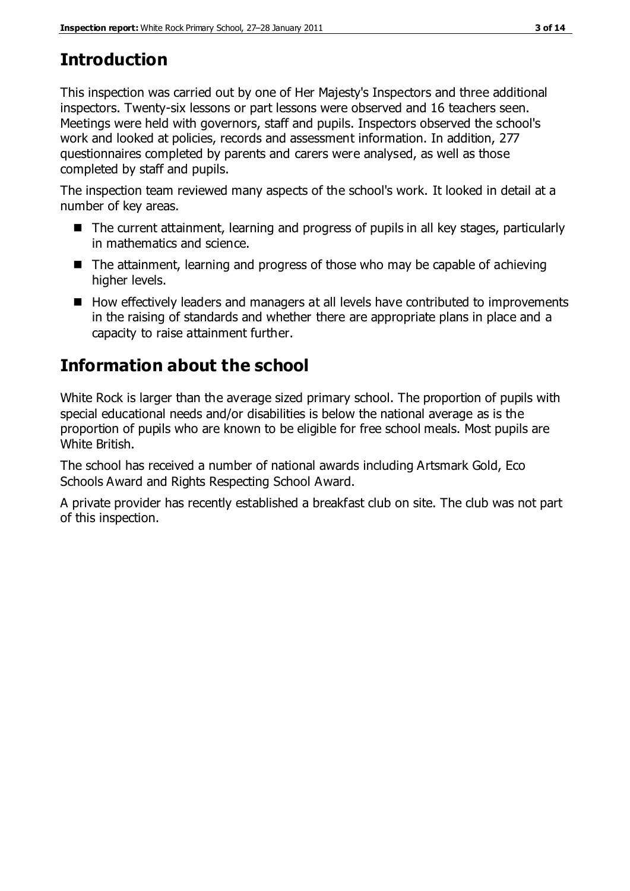## Introduction

This inspection was carried out by one of Her Majesty's Inspectors and three additional inspectors. Twenty-six lessons or part lessons were observed and 16 teachers seen. Meetings were held with governors, staff and pupils. Inspectors observed the school's work and looked at policies, records and assessment information. In addition, 277 questionnaires completed by parents and carers were analysed, as well as those completed by staff and pupils.

The inspection team reviewed many aspects of the school's work. It looked in detail at a number of key areas.

- The current attainment, learning and progress of pupils in all key stages, particularly in mathematics and science.
- The attainment, learning and progress of those who may be capable of achieving higher levels.
- How effectively leaders and managers at all levels have contributed to improvements in the raising of standards and whether there are appropriate plans in place and a capacity to raise attainment further.

## Information about the school

White Rock is larger than the average sized primary school. The proportion of pupils with special educational needs and/or disabilities is below the national average as is the proportion of pupils who are known to be eligible for free school meals. Most pupils are White British.

The school has received a number of national awards including Artsmark Gold, Eco Schools Award and Rights Respecting School Award.

A private provider has recently established a breakfast club on site. The club was not part of this inspection.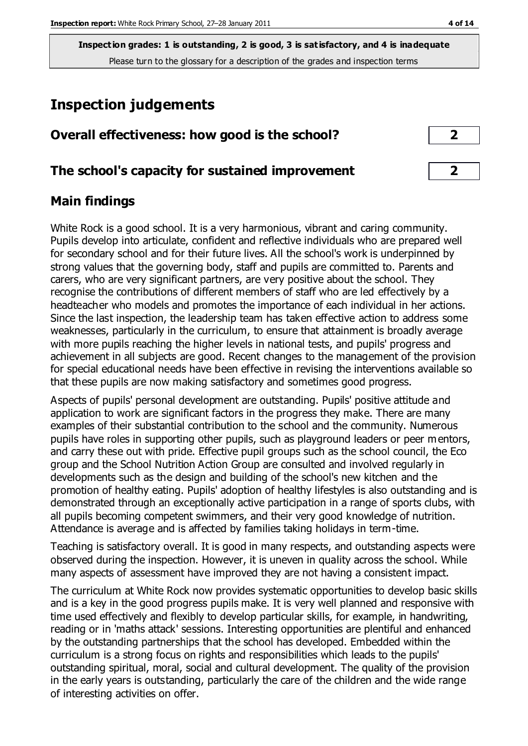**Inspection grades: 1 is outstanding, 2 is good, 3 is satisfactory, and 4 is inadequate**
Please turn to the glossary for a description of the grades and inspection terms

# Inspection judgements

| | |
|---|---|
| **Overall effectiveness: how good is the school?** | **2** |
| **The school's capacity for sustained improvement** | **2** |

## Main findings

White Rock is a good school. It is a very harmonious, vibrant and caring community. Pupils develop into articulate, confident and reflective individuals who are prepared well for secondary school and for their future lives. All the school's work is underpinned by strong values that the governing body, staff and pupils are committed to. Parents and carers, who are very significant partners, are very positive about the school. They recognise the contributions of different members of staff who are led effectively by a headteacher who models and promotes the importance of each individual in her actions. Since the last inspection, the leadership team has taken effective action to address some weaknesses, particularly in the curriculum, to ensure that attainment is broadly average with more pupils reaching the higher levels in national tests, and pupils' progress and achievement in all subjects are good. Recent changes to the management of the provision for special educational needs have been effective in revising the interventions available so that these pupils are now making satisfactory and sometimes good progress.

Aspects of pupils' personal development are outstanding. Pupils' positive attitude and application to work are significant factors in the progress they make. There are many examples of their substantial contribution to the school and the community. Numerous pupils have roles in supporting other pupils, such as playground leaders or peer mentors, and carry these out with pride. Effective pupil groups such as the school council, the Eco group and the School Nutrition Action Group are consulted and involved regularly in developments such as the design and building of the school's new kitchen and the promotion of healthy eating. Pupils' adoption of healthy lifestyles is also outstanding and is demonstrated through an exceptionally active participation in a range of sports clubs, with all pupils becoming competent swimmers, and their very good knowledge of nutrition. Attendance is average and is affected by families taking holidays in term-time.

Teaching is satisfactory overall. It is good in many respects, and outstanding aspects were observed during the inspection. However, it is uneven in quality across the school. While many aspects of assessment have improved they are not having a consistent impact.

The curriculum at White Rock now provides systematic opportunities to develop basic skills and is a key in the good progress pupils make. It is very well planned and responsive with time used effectively and flexibly to develop particular skills, for example, in handwriting, reading or in 'maths attack' sessions. Interesting opportunities are plentiful and enhanced by the outstanding partnerships that the school has developed. Embedded within the curriculum is a strong focus on rights and responsibilities which leads to the pupils' outstanding spiritual, moral, social and cultural development. The quality of the provision in the early years is outstanding, particularly the care of the children and the wide range of interesting activities on offer.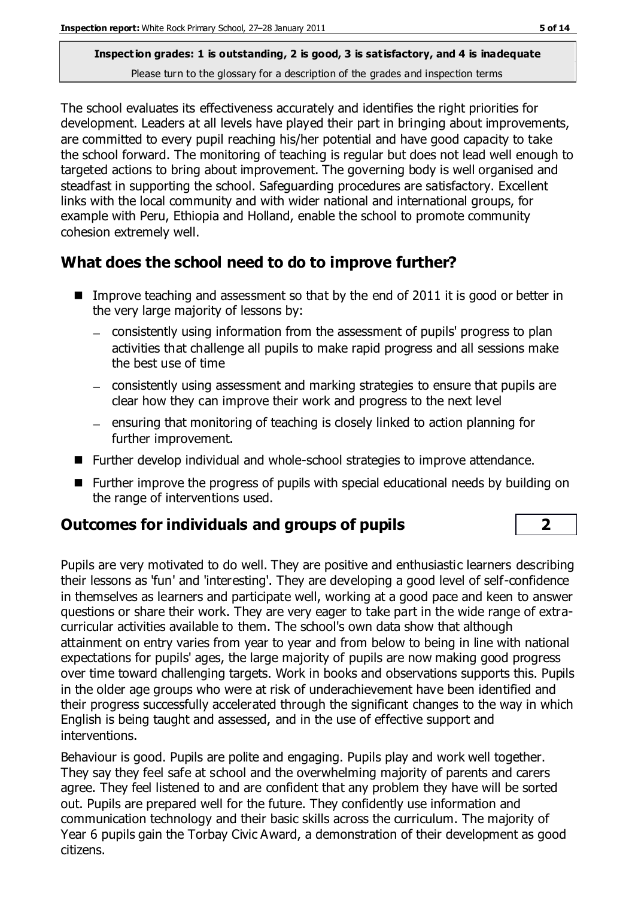**Inspection grades: 1 is outstanding, 2 is good, 3 is satisfactory, and 4 is inadequate**
Please turn to the glossary for a description of the grades and inspection terms

The school evaluates its effectiveness accurately and identifies the right priorities for development. Leaders at all levels have played their part in bringing about improvements, are committed to every pupil reaching his/her potential and have good capacity to take the school forward. The monitoring of teaching is regular but does not lead well enough to targeted actions to bring about improvement. The governing body is well organised and steadfast in supporting the school. Safeguarding procedures are satisfactory. Excellent links with the local community and with wider national and international groups, for example with Peru, Ethiopia and Holland, enable the school to promote community cohesion extremely well.

## What does the school need to do to improve further?

- Improve teaching and assessment so that by the end of 2011 it is good or better in the very large majority of lessons by:
  - consistently using information from the assessment of pupils' progress to plan activities that challenge all pupils to make rapid progress and all sessions make the best use of time
  - consistently using assessment and marking strategies to ensure that pupils are clear how they can improve their work and progress to the next level
  - ensuring that monitoring of teaching is closely linked to action planning for further improvement.
- Further develop individual and whole-school strategies to improve attendance.
- Further improve the progress of pupils with special educational needs by building on the range of interventions used.

## Outcomes for individuals and groups of pupils — 2

Pupils are very motivated to do well. They are positive and enthusiastic learners describing their lessons as 'fun' and 'interesting'. They are developing a good level of self-confidence in themselves as learners and participate well, working at a good pace and keen to answer questions or share their work. They are very eager to take part in the wide range of extra-curricular activities available to them. The school's own data show that although attainment on entry varies from year to year and from below to being in line with national expectations for pupils' ages, the large majority of pupils are now making good progress over time toward challenging targets. Work in books and observations supports this. Pupils in the older age groups who were at risk of underachievement have been identified and their progress successfully accelerated through the significant changes to the way in which English is being taught and assessed, and in the use of effective support and interventions.

Behaviour is good. Pupils are polite and engaging. Pupils play and work well together. They say they feel safe at school and the overwhelming majority of parents and carers agree. They feel listened to and are confident that any problem they have will be sorted out. Pupils are prepared well for the future. They confidently use information and communication technology and their basic skills across the curriculum. The majority of Year 6 pupils gain the Torbay Civic Award, a demonstration of their development as good citizens.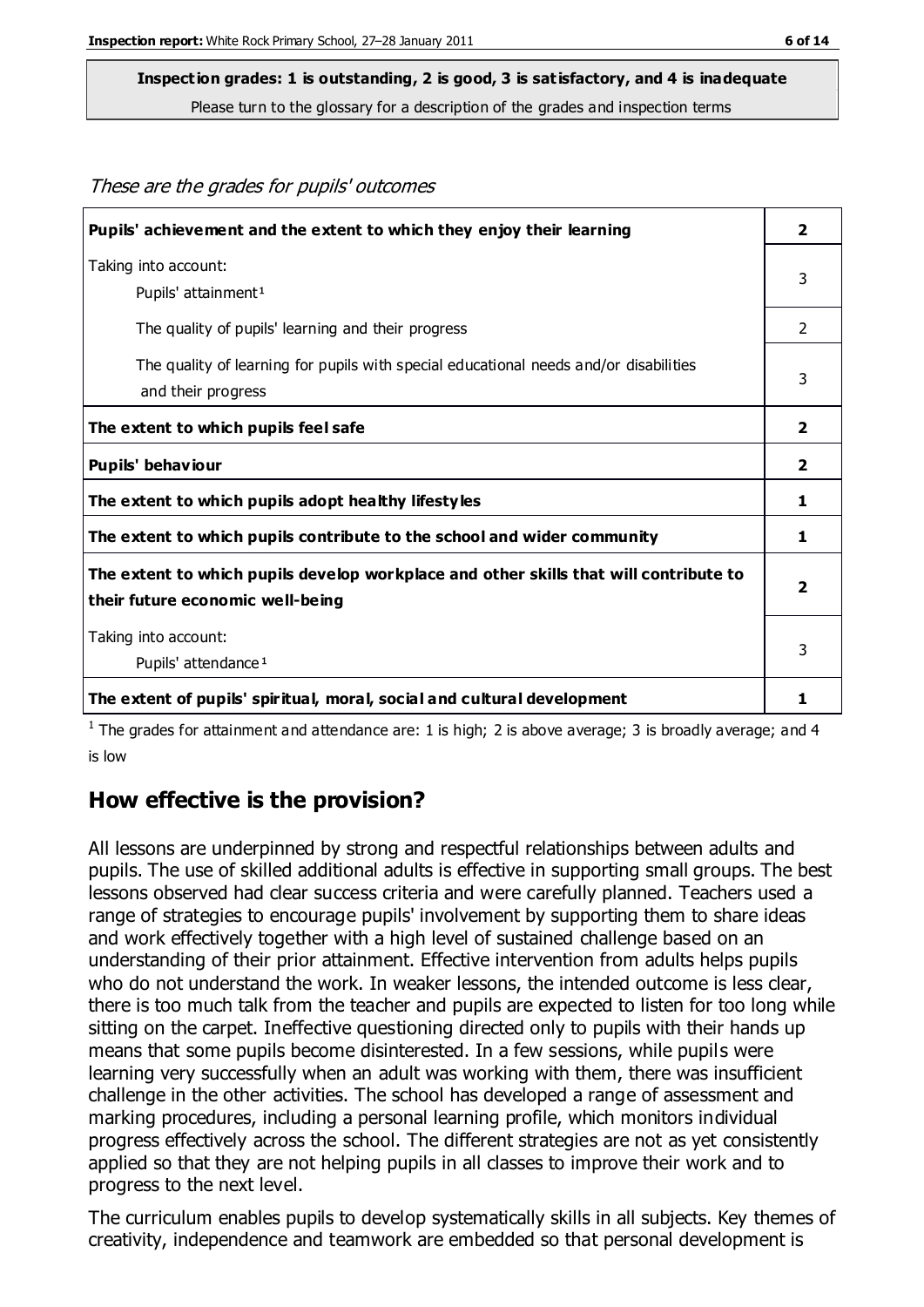**Inspection grades: 1 is outstanding, 2 is good, 3 is satisfactory, and 4 is inadequate**
Please turn to the glossary for a description of the grades and inspection terms

*These are the grades for pupils' outcomes*

| | |
|---|---|
| **Pupils' achievement and the extent to which they enjoy their learning** | **2** |
| Taking into account: Pupils' attainment[1] | 3 |
| The quality of pupils' learning and their progress | 2 |
| The quality of learning for pupils with special educational needs and/or disabilities and their progress | 3 |
| **The extent to which pupils feel safe** | **2** |
| **Pupils' behaviour** | **2** |
| **The extent to which pupils adopt healthy lifestyles** | **1** |
| **The extent to which pupils contribute to the school and wider community** | **1** |
| **The extent to which pupils develop workplace and other skills that will contribute to their future economic well-being** | **2** |
| Taking into account: Pupils' attendance[1] | 3 |
| **The extent of pupils' spiritual, moral, social and cultural development** | **1** |

[1] The grades for attainment and attendance are: 1 is high; 2 is above average; 3 is broadly average; and 4 is low

## How effective is the provision?

All lessons are underpinned by strong and respectful relationships between adults and pupils. The use of skilled additional adults is effective in supporting small groups. The best lessons observed had clear success criteria and were carefully planned. Teachers used a range of strategies to encourage pupils' involvement by supporting them to share ideas and work effectively together with a high level of sustained challenge based on an understanding of their prior attainment. Effective intervention from adults helps pupils who do not understand the work. In weaker lessons, the intended outcome is less clear, there is too much talk from the teacher and pupils are expected to listen for too long while sitting on the carpet. Ineffective questioning directed only to pupils with their hands up means that some pupils become disinterested. In a few sessions, while pupils were learning very successfully when an adult was working with them, there was insufficient challenge in the other activities. The school has developed a range of assessment and marking procedures, including a personal learning profile, which monitors individual progress effectively across the school. The different strategies are not as yet consistently applied so that they are not helping pupils in all classes to improve their work and to progress to the next level.

The curriculum enables pupils to develop systematically skills in all subjects. Key themes of creativity, independence and teamwork are embedded so that personal development is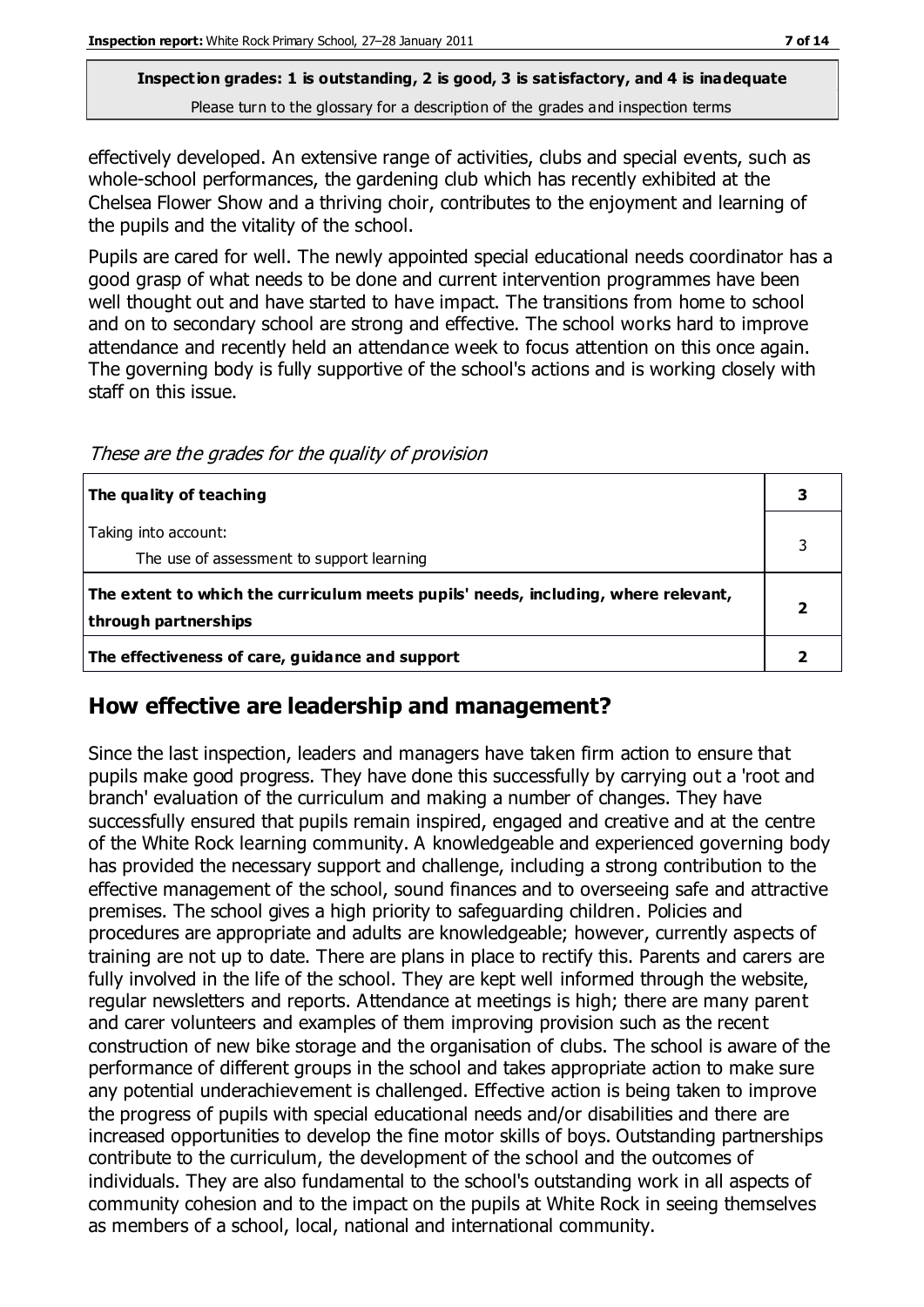effectively developed. An extensive range of activities, clubs and special events, such as whole-school performances, the gardening club which has recently exhibited at the Chelsea Flower Show and a thriving choir, contributes to the enjoyment and learning of the pupils and the vitality of the school.

Pupils are cared for well. The newly appointed special educational needs coordinator has a good grasp of what needs to be done and current intervention programmes have been well thought out and have started to have impact. The transitions from home to school and on to secondary school are strong and effective. The school works hard to improve attendance and recently held an attendance week to focus attention on this once again. The governing body is fully supportive of the school's actions and is working closely with staff on this issue.

*These are the grades for the quality of provision*

| | |
|---|---|
| **The quality of teaching** | **3** |
| Taking into account:<br>The use of assessment to support learning | 3 |
| **The extent to which the curriculum meets pupils' needs, including, where relevant, through partnerships** | **2** |
| **The effectiveness of care, guidance and support** | **2** |

## How effective are leadership and management?

Since the last inspection, leaders and managers have taken firm action to ensure that pupils make good progress. They have done this successfully by carrying out a 'root and branch' evaluation of the curriculum and making a number of changes. They have successfully ensured that pupils remain inspired, engaged and creative and at the centre of the White Rock learning community. A knowledgeable and experienced governing body has provided the necessary support and challenge, including a strong contribution to the effective management of the school, sound finances and to overseeing safe and attractive premises. The school gives a high priority to safeguarding children. Policies and procedures are appropriate and adults are knowledgeable; however, currently aspects of training are not up to date. There are plans in place to rectify this. Parents and carers are fully involved in the life of the school. They are kept well informed through the website, regular newsletters and reports. Attendance at meetings is high; there are many parent and carer volunteers and examples of them improving provision such as the recent construction of new bike storage and the organisation of clubs. The school is aware of the performance of different groups in the school and takes appropriate action to make sure any potential underachievement is challenged. Effective action is being taken to improve the progress of pupils with special educational needs and/or disabilities and there are increased opportunities to develop the fine motor skills of boys. Outstanding partnerships contribute to the curriculum, the development of the school and the outcomes of individuals. They are also fundamental to the school's outstanding work in all aspects of community cohesion and to the impact on the pupils at White Rock in seeing themselves as members of a school, local, national and international community.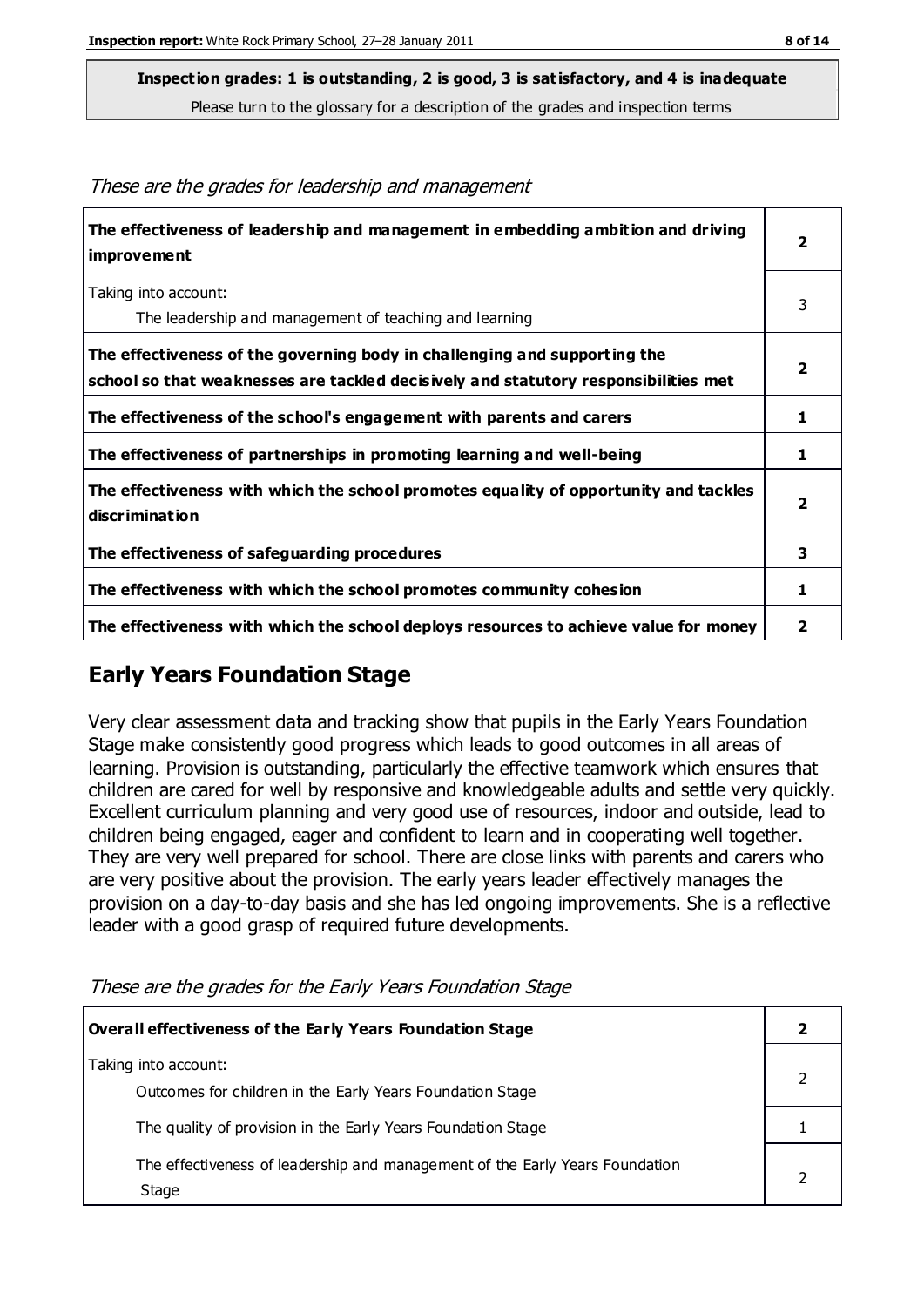**Inspection grades: 1 is outstanding, 2 is good, 3 is satisfactory, and 4 is inadequate**

Please turn to the glossary for a description of the grades and inspection terms

*These are the grades for leadership and management*

| | |
|---|---|
| **The effectiveness of leadership and management in embedding ambition and driving improvement** | **2** |
| Taking into account:<br>The leadership and management of teaching and learning | 3 |
| **The effectiveness of the governing body in challenging and supporting the school so that weaknesses are tackled decisively and statutory responsibilities met** | **2** |
| **The effectiveness of the school's engagement with parents and carers** | **1** |
| **The effectiveness of partnerships in promoting learning and well-being** | **1** |
| **The effectiveness with which the school promotes equality of opportunity and tackles discrimination** | **2** |
| **The effectiveness of safeguarding procedures** | **3** |
| **The effectiveness with which the school promotes community cohesion** | **1** |
| **The effectiveness with which the school deploys resources to achieve value for money** | **2** |

## Early Years Foundation Stage

Very clear assessment data and tracking show that pupils in the Early Years Foundation Stage make consistently good progress which leads to good outcomes in all areas of learning. Provision is outstanding, particularly the effective teamwork which ensures that children are cared for well by responsive and knowledgeable adults and settle very quickly. Excellent curriculum planning and very good use of resources, indoor and outside, lead to children being engaged, eager and confident to learn and in cooperating well together. They are very well prepared for school. There are close links with parents and carers who are very positive about the provision. The early years leader effectively manages the provision on a day-to-day basis and she has led ongoing improvements. She is a reflective leader with a good grasp of required future developments.

*These are the grades for the Early Years Foundation Stage*

| | |
|---|---|
| **Overall effectiveness of the Early Years Foundation Stage** | **2** |
| Taking into account:<br>Outcomes for children in the Early Years Foundation Stage | 2 |
| The quality of provision in the Early Years Foundation Stage | 1 |
| The effectiveness of leadership and management of the Early Years Foundation Stage | 2 |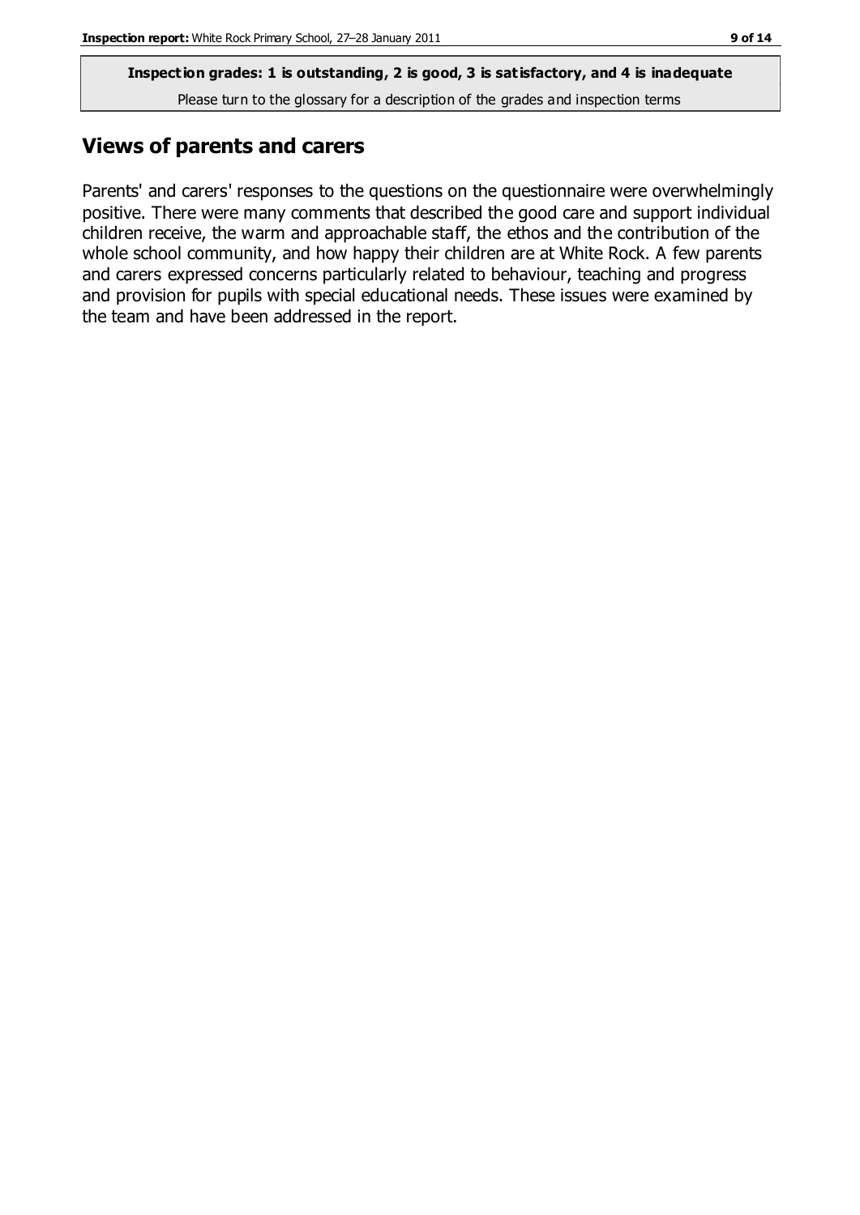**Inspection grades: 1 is outstanding, 2 is good, 3 is satisfactory, and 4 is inadequate**

Please turn to the glossary for a description of the grades and inspection terms

## Views of parents and carers

Parents' and carers' responses to the questions on the questionnaire were overwhelmingly positive. There were many comments that described the good care and support individual children receive, the warm and approachable staff, the ethos and the contribution of the whole school community, and how happy their children are at White Rock. A few parents and carers expressed concerns particularly related to behaviour, teaching and progress and provision for pupils with special educational needs. These issues were examined by the team and have been addressed in the report.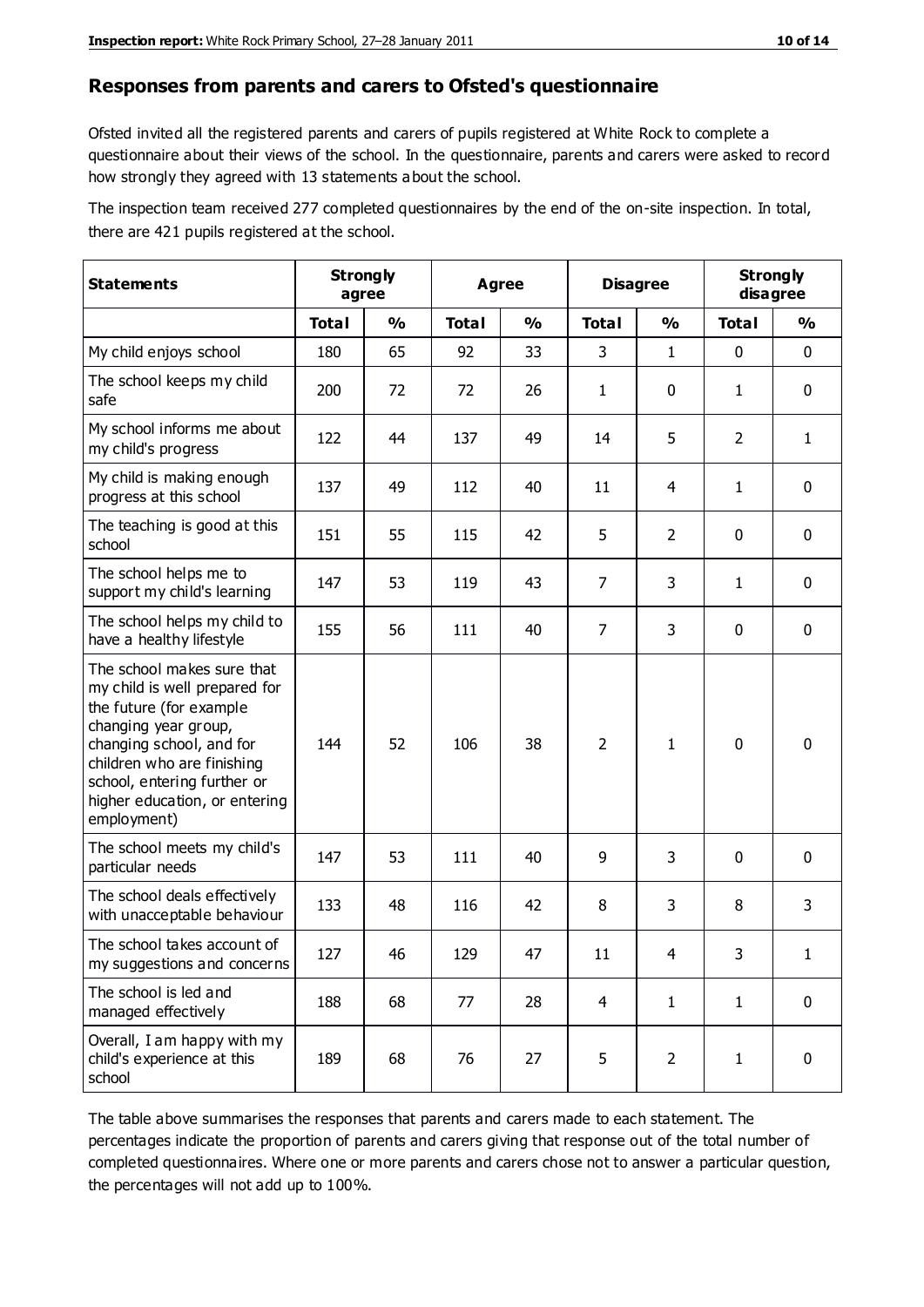## Responses from parents and carers to Ofsted's questionnaire

Ofsted invited all the registered parents and carers of pupils registered at White Rock to complete a questionnaire about their views of the school. In the questionnaire, parents and carers were asked to record how strongly they agreed with 13 statements about the school.

The inspection team received 277 completed questionnaires by the end of the on-site inspection. In total, there are 421 pupils registered at the school.

| Statements | Strongly agree | | Agree | | Disagree | | Strongly disagree | |
|---|---|---|---|---|---|---|---|---|
| | Total | % | Total | % | Total | % | Total | % |
| My child enjoys school | 180 | 65 | 92 | 33 | 3 | 1 | 0 | 0 |
| The school keeps my child safe | 200 | 72 | 72 | 26 | 1 | 0 | 1 | 0 |
| My school informs me about my child's progress | 122 | 44 | 137 | 49 | 14 | 5 | 2 | 1 |
| My child is making enough progress at this school | 137 | 49 | 112 | 40 | 11 | 4 | 1 | 0 |
| The teaching is good at this school | 151 | 55 | 115 | 42 | 5 | 2 | 0 | 0 |
| The school helps me to support my child's learning | 147 | 53 | 119 | 43 | 7 | 3 | 1 | 0 |
| The school helps my child to have a healthy lifestyle | 155 | 56 | 111 | 40 | 7 | 3 | 0 | 0 |
| The school makes sure that my child is well prepared for the future (for example changing year group, changing school, and for children who are finishing school, entering further or higher education, or entering employment) | 144 | 52 | 106 | 38 | 2 | 1 | 0 | 0 |
| The school meets my child's particular needs | 147 | 53 | 111 | 40 | 9 | 3 | 0 | 0 |
| The school deals effectively with unacceptable behaviour | 133 | 48 | 116 | 42 | 8 | 3 | 8 | 3 |
| The school takes account of my suggestions and concerns | 127 | 46 | 129 | 47 | 11 | 4 | 3 | 1 |
| The school is led and managed effectively | 188 | 68 | 77 | 28 | 4 | 1 | 1 | 0 |
| Overall, I am happy with my child's experience at this school | 189 | 68 | 76 | 27 | 5 | 2 | 1 | 0 |

The table above summarises the responses that parents and carers made to each statement. The percentages indicate the proportion of parents and carers giving that response out of the total number of completed questionnaires. Where one or more parents and carers chose not to answer a particular question, the percentages will not add up to 100%.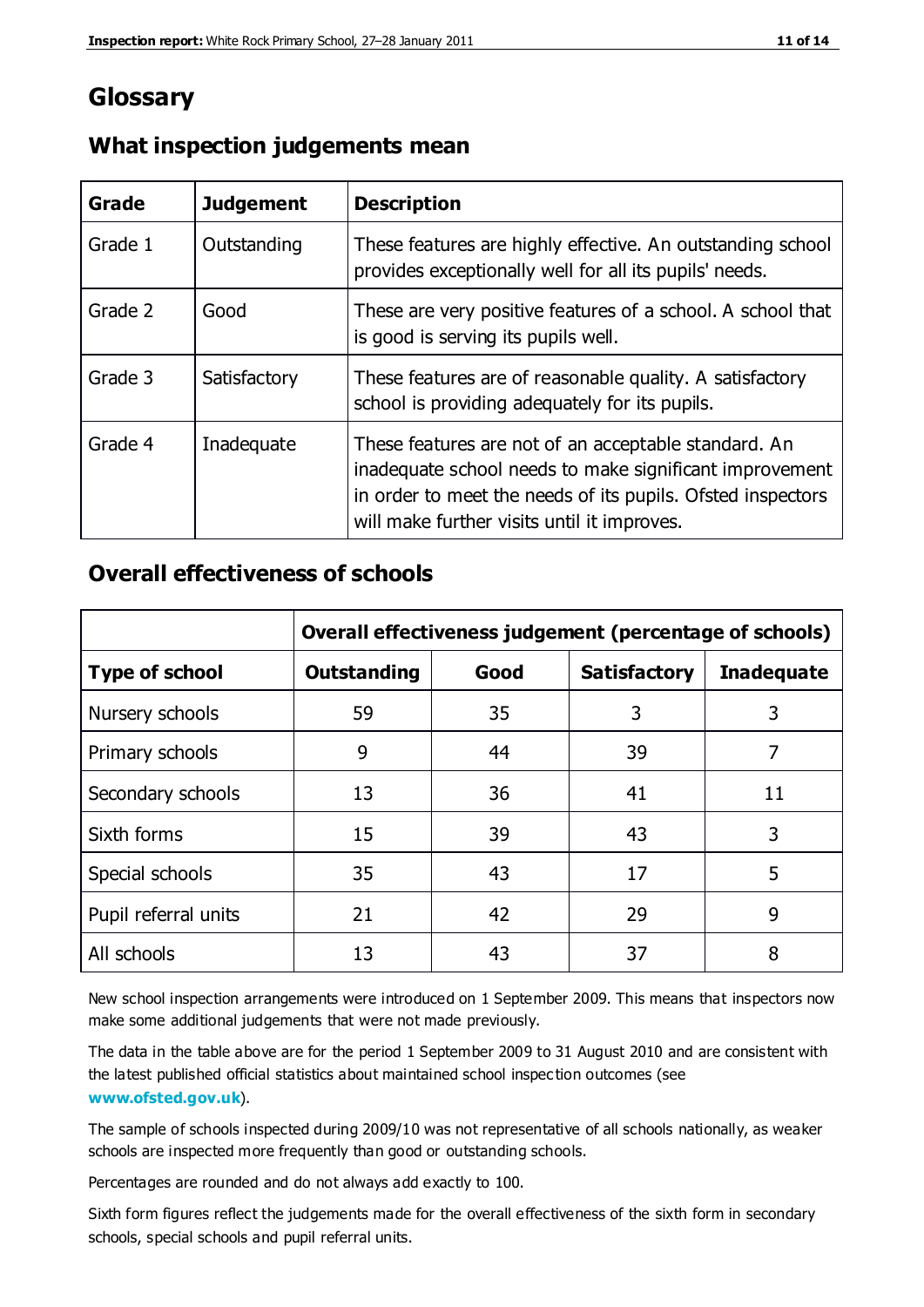# Glossary

## What inspection judgements mean

| Grade | Judgement | Description |
|---|---|---|
| Grade 1 | Outstanding | These features are highly effective. An outstanding school provides exceptionally well for all its pupils' needs. |
| Grade 2 | Good | These are very positive features of a school. A school that is good is serving its pupils well. |
| Grade 3 | Satisfactory | These features are of reasonable quality. A satisfactory school is providing adequately for its pupils. |
| Grade 4 | Inadequate | These features are not of an acceptable standard. An inadequate school needs to make significant improvement in order to meet the needs of its pupils. Ofsted inspectors will make further visits until it improves. |

## Overall effectiveness of schools

| | Overall effectiveness judgement (percentage of schools) | | | |
|---|---|---|---|---|
| **Type of school** | **Outstanding** | **Good** | **Satisfactory** | **Inadequate** |
| Nursery schools | 59 | 35 | 3 | 3 |
| Primary schools | 9 | 44 | 39 | 7 |
| Secondary schools | 13 | 36 | 41 | 11 |
| Sixth forms | 15 | 39 | 43 | 3 |
| Special schools | 35 | 43 | 17 | 5 |
| Pupil referral units | 21 | 42 | 29 | 9 |
| All schools | 13 | 43 | 37 | 8 |

New school inspection arrangements were introduced on 1 September 2009. This means that inspectors now make some additional judgements that were not made previously.

The data in the table above are for the period 1 September 2009 to 31 August 2010 and are consistent with the latest published official statistics about maintained school inspection outcomes (see **www.ofsted.gov.uk**).

The sample of schools inspected during 2009/10 was not representative of all schools nationally, as weaker schools are inspected more frequently than good or outstanding schools.

Percentages are rounded and do not always add exactly to 100.

Sixth form figures reflect the judgements made for the overall effectiveness of the sixth form in secondary schools, special schools and pupil referral units.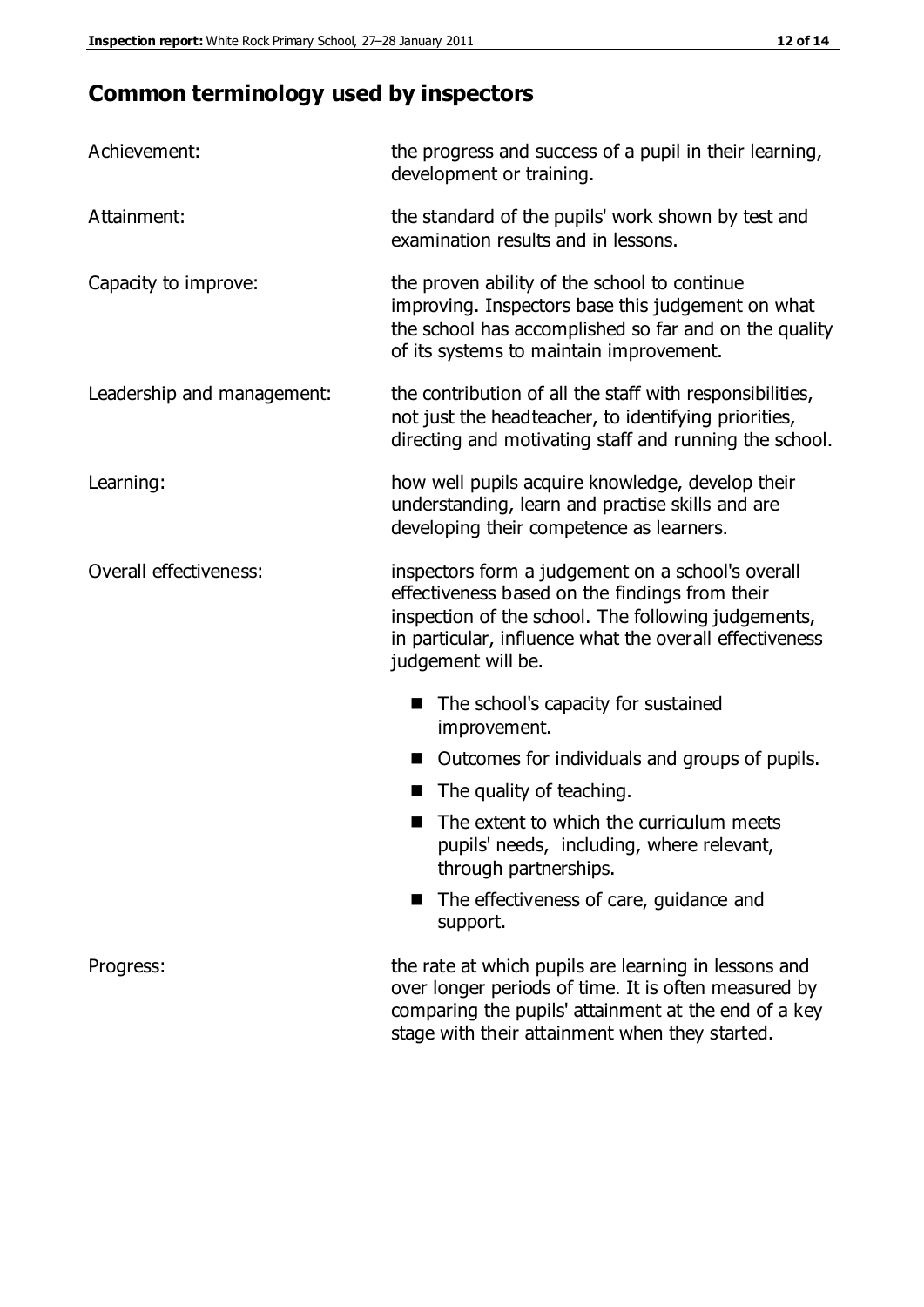## Common terminology used by inspectors

**Achievement:** the progress and success of a pupil in their learning, development or training.

**Attainment:** the standard of the pupils' work shown by test and examination results and in lessons.

**Capacity to improve:** the proven ability of the school to continue improving. Inspectors base this judgement on what the school has accomplished so far and on the quality of its systems to maintain improvement.

**Leadership and management:** the contribution of all the staff with responsibilities, not just the headteacher, to identifying priorities, directing and motivating staff and running the school.

**Learning:** how well pupils acquire knowledge, develop their understanding, learn and practise skills and are developing their competence as learners.

**Overall effectiveness:** inspectors form a judgement on a school's overall effectiveness based on the findings from their inspection of the school. The following judgements, in particular, influence what the overall effectiveness judgement will be.

- The school's capacity for sustained improvement.
- Outcomes for individuals and groups of pupils.
- The quality of teaching.
- The extent to which the curriculum meets pupils' needs, including, where relevant, through partnerships.
- The effectiveness of care, guidance and support.

**Progress:** the rate at which pupils are learning in lessons and over longer periods of time. It is often measured by comparing the pupils' attainment at the end of a key stage with their attainment when they started.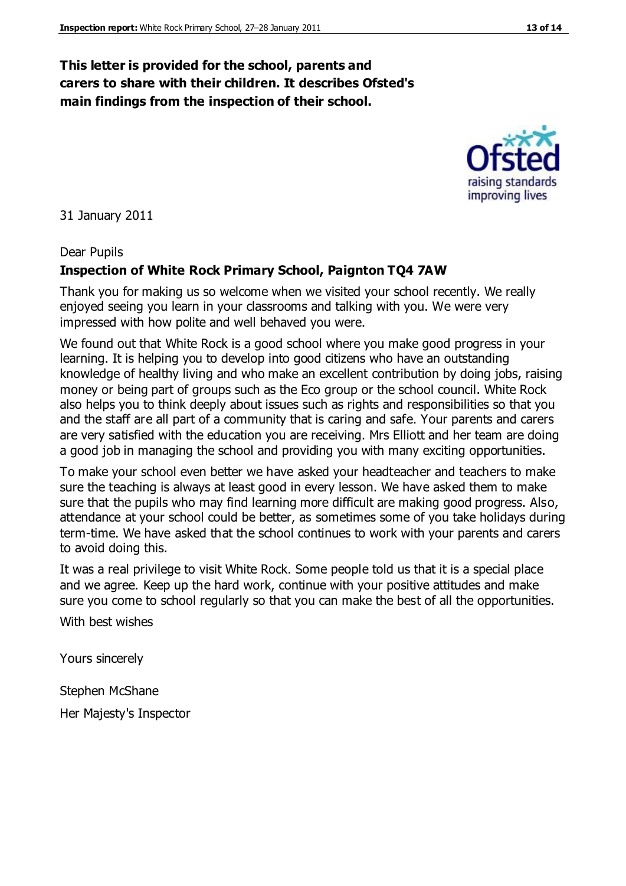**This letter is provided for the school, parents and carers to share with their children. It describes Ofsted's main findings from the inspection of their school.**

31 January 2011

Dear Pupils

**Inspection of White Rock Primary School, Paignton TQ4 7AW**

Thank you for making us so welcome when we visited your school recently. We really enjoyed seeing you learn in your classrooms and talking with you. We were very impressed with how polite and well behaved you were.

We found out that White Rock is a good school where you make good progress in your learning. It is helping you to develop into good citizens who have an outstanding knowledge of healthy living and who make an excellent contribution by doing jobs, raising money or being part of groups such as the Eco group or the school council. White Rock also helps you to think deeply about issues such as rights and responsibilities so that you and the staff are all part of a community that is caring and safe. Your parents and carers are very satisfied with the education you are receiving. Mrs Elliott and her team are doing a good job in managing the school and providing you with many exciting opportunities.

To make your school even better we have asked your headteacher and teachers to make sure the teaching is always at least good in every lesson. We have asked them to make sure that the pupils who may find learning more difficult are making good progress. Also, attendance at your school could be better, as sometimes some of you take holidays during term-time. We have asked that the school continues to work with your parents and carers to avoid doing this.

It was a real privilege to visit White Rock. Some people told us that it is a special place and we agree. Keep up the hard work, continue with your positive attitudes and make sure you come to school regularly so that you can make the best of all the opportunities.

With best wishes

Yours sincerely

Stephen McShane

Her Majesty's Inspector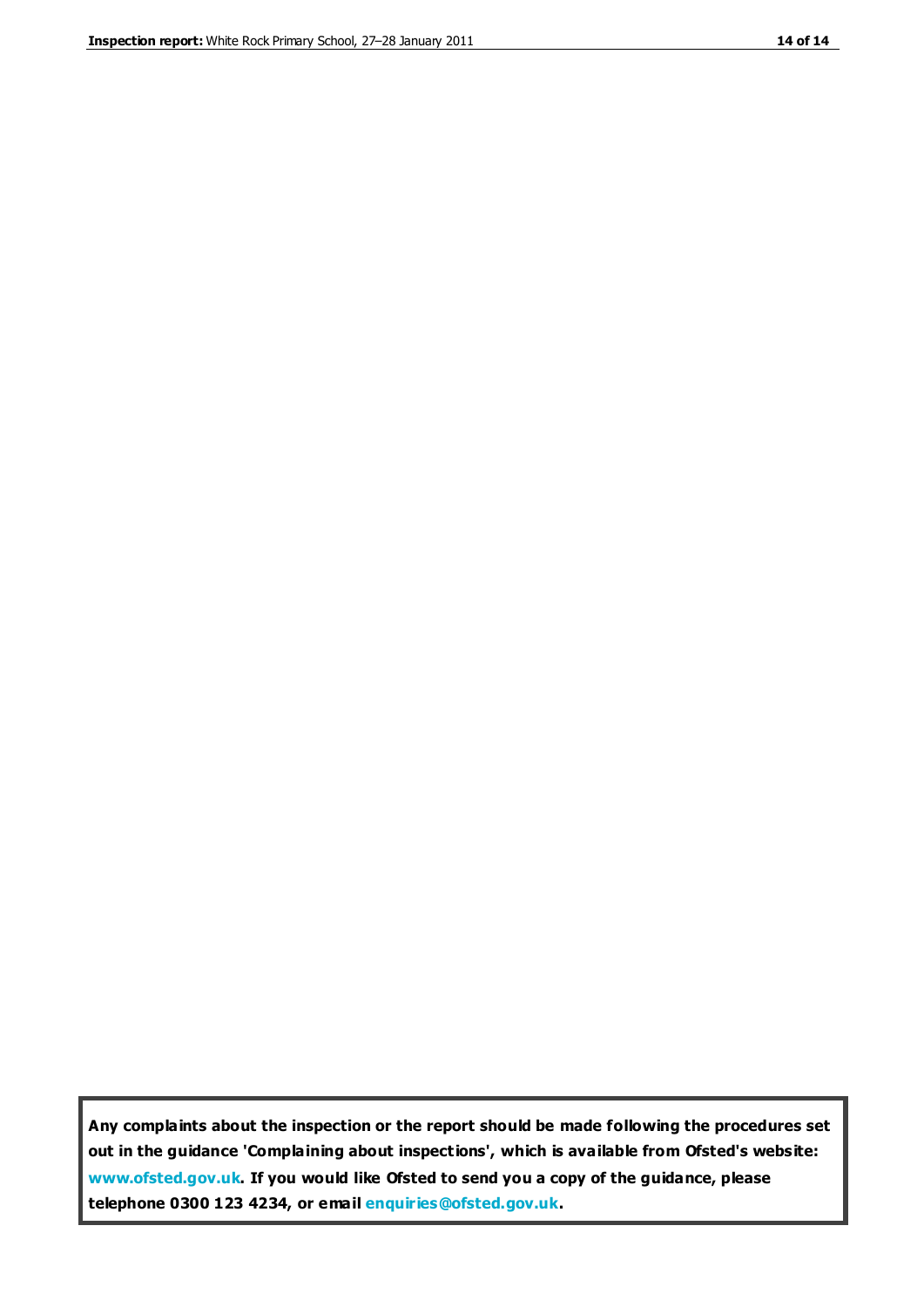**Any complaints about the inspection or the report should be made following the procedures set out in the guidance 'Complaining about inspections', which is available from Ofsted's website: www.ofsted.gov.uk. If you would like Ofsted to send you a copy of the guidance, please telephone 0300 123 4234, or email enquiries@ofsted.gov.uk.**